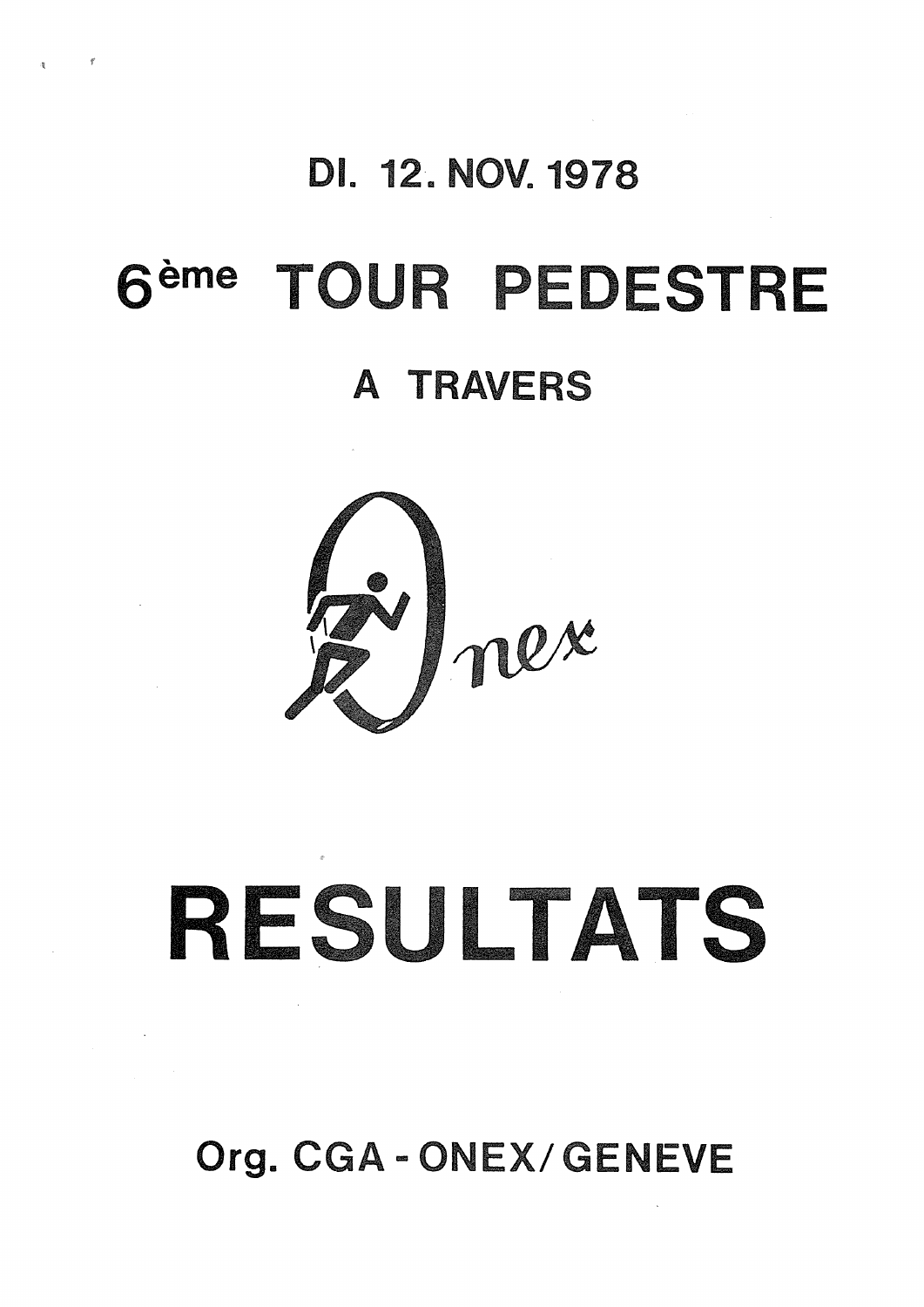DI. 12. NOV. 1978

# 6ème TOUR PEDESTRE

## A TRAVERS

Onex

# RESULTATS

Org. CGA - ONEX/GENEVE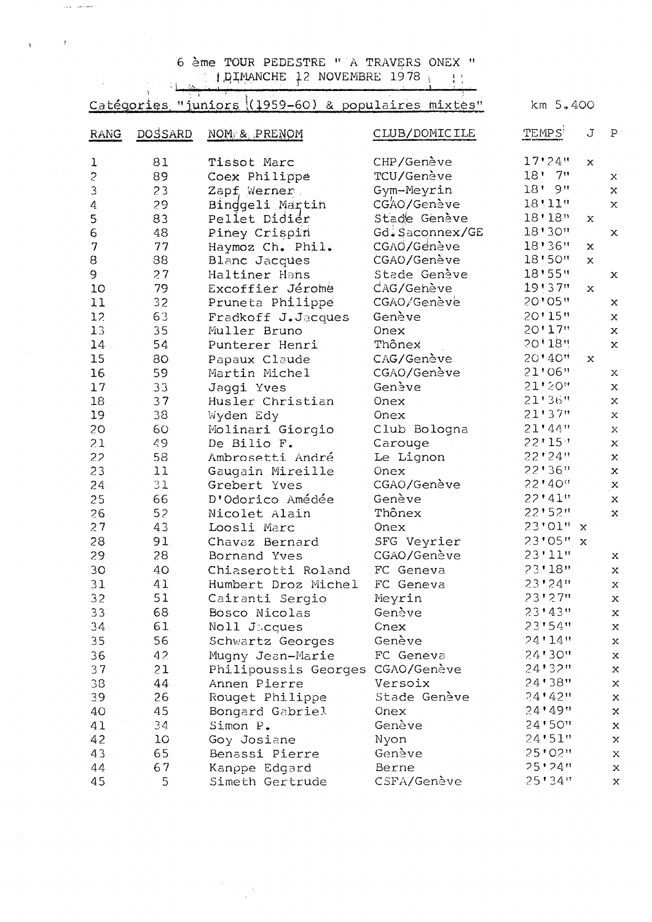6 ème TOUR PEDESTRE " A TRAVERS ONEX "
DIMANCHE 12 NOVEMBRE 1978

Catégories "juniors (1959-60) & populaires mixtes" km 5.400

| RANG | DOSSARD | NOM & PRENOM | CLUB/DOMICILE | TEMPS | J | P |
|---|---|---|---|---|---|---|
| 1 | 81 | Tissot Marc | CHP/Genève | 17'24" | x | |
| 2 | 89 | Coex Philippe | TCU/Genève | 18' 7" | | x |
| 3 | 23 | Zapf Werner | Gym-Meyrin | 18' 9" | | x |
| 4 | 29 | Binggeli Martin | CGAO/Genève | 18'11" | | x |
| 5 | 83 | Pellet Didier | Stade Genève | 18'18" | x | |
| 6 | 48 | Piney Crispin | Gd.Saconnex/GE | 18'30" | | x |
| 7 | 77 | Haymoz Ch. Phil. | CGAO/Genève | 18'36" | x | |
| 8 | 88 | Blanc Jacques | CGAO/Genève | 18'50" | x | |
| 9 | 27 | Haltiner Hans | Stade Genève | 18'55" | | x |
| 10 | 79 | Excoffier Jérome | CAG/Genève | 19'37" | x | |
| 11 | 32 | Pruneta Philippe | CGAO/Genève | 20'05" | | x |
| 12 | 63 | Fradkoff J.Jacques | Genève | 20'15" | | x |
| 13 | 35 | Muller Bruno | Onex | 20'17" | | x |
| 14 | 54 | Punterer Henri | Thônex | 20'18" | | x |
| 15 | 80 | Papaux Claude | CAG/Genève | 20'40" | x | |
| 16 | 59 | Martin Michel | CGAO/Genève | 21'06" | | x |
| 17 | 33 | Jaggi Yves | Genève | 21'20" | | x |
| 18 | 37 | Husler Christian | Onex | 21'36" | | x |
| 19 | 38 | Wyden Edy | Onex | 21'37" | | x |
| 20 | 60 | Molinari Giorgio | Club Bologna | 21'44" | | x |
| 21 | 49 | De Bilio F. | Carouge | 22'15" | | x |
| 22 | 58 | Ambrosetti André | Le Lignon | 22'24" | | x |
| 23 | 11 | Gaugain Mireille | Onex | 22'36" | | x |
| 24 | 31 | Grebert Yves | CGAO/Genève | 22'40" | | x |
| 25 | 66 | D'Odorico Amédée | Genève | 22'41" | | x |
| 26 | 52 | Nicolet Alain | Thônex | 22'52" | | x |
| 27 | 43 | Loosli Marc | Onex | 23'01" | x | |
| 28 | 91 | Chavaz Bernard | SFG Veyrier | 23'05" | x | |
| 29 | 28 | Bornand Yves | CGAO/Genève | 23'11" | | x |
| 30 | 40 | Chiaserotti Roland | FC Geneva | 23'18" | | x |
| 31 | 41 | Humbert Droz Michel | FC Geneva | 23'24" | | x |
| 32 | 51 | Cairanti Sergio | Meyrin | 23'27" | | x |
| 33 | 68 | Bosco Nicolas | Genève | 23'43" | | x |
| 34 | 61 | Noll Jacques | Onex | 23'54" | | x |
| 35 | 56 | Schwartz Georges | Genève | 24'14" | | x |
| 36 | 42 | Mugny Jean-Marie | FC Geneva | 24'30" | | x |
| 37 | 21 | Philipoussis Georges | CGAO/Genève | 24'32" | | x |
| 38 | 44 | Annen Pierre | Versoix | 24'38" | | x |
| 39 | 26 | Rouget Philippe | Stade Genève | 24'42" | | x |
| 40 | 45 | Bongard Gabriel | Onex | 24'49" | | x |
| 41 | 34 | Simon P. | Genève | 24'50" | | x |
| 42 | 10 | Goy Josiane | Nyon | 24'51" | | x |
| 43 | 65 | Benassi Pierre | Genève | 25'02" | | x |
| 44 | 67 | Kanppe Edgard | Berne | 25'24" | | x |
| 45 | 5 | Simeth Gertrude | CSFA/Genève | 25'34" | | x |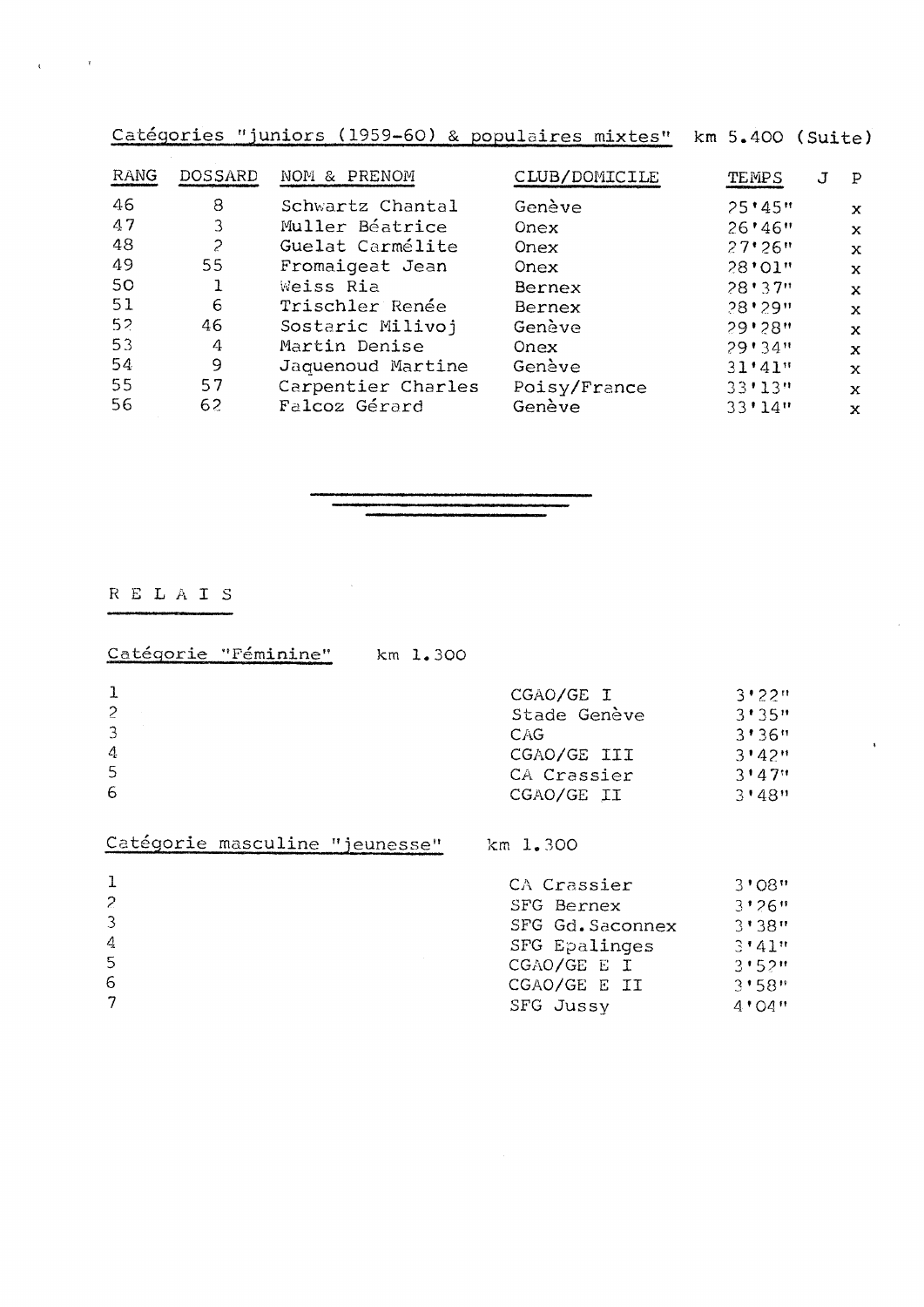Catégories "juniors (1959-60) & populaires mixtes" km 5.400 (Suite)

| RANG | DOSSARD | NOM & PRENOM | CLUB/DOMICILE | TEMPS | J | P |
|---|---|---|---|---|---|---|
| 46 | 8 | Schwartz Chantal | Genève | 25'45" | | x |
| 47 | 3 | Muller Béatrice | Onex | 26'46" | | x |
| 48 | 2 | Guelat Carmélite | Onex | 27'26" | | x |
| 49 | 55 | Fromaigeat Jean | Onex | 28'01" | | x |
| 50 | 1 | Weiss Ria | Bernex | 28'37" | | x |
| 51 | 6 | Trischler Renée | Bernex | 28'29" | | x |
| 52 | 46 | Sostaric Milivoj | Genève | 29'28" | | x |
| 53 | 4 | Martin Denise | Onex | 29'34" | | x |
| 54 | 9 | Jaquenoud Martine | Genève | 31'41" | | x |
| 55 | 57 | Carpentier Charles | Poisy/France | 33'13" | | x |
| 56 | 62 | Falcoz Gérard | Genève | 33'14" | | x |

---

## R E L A I S

Catégorie "Féminine" km 1.300

| | | |
|---|---|---|
| 1 | CGAO/GE I | 3'22" |
| 2 | Stade Genève | 3'35" |
| 3 | CAG | 3'36" |
| 4 | CGAO/GE III | 3'42" |
| 5 | CA Crassier | 3'47" |
| 6 | CGAO/GE II | 3'48" |

Catégorie masculine "jeunesse" km 1.300

| | | |
|---|---|---|
| 1 | CA Crassier | 3'08" |
| 2 | SFG Bernex | 3'26" |
| 3 | SFG Gd.Saconnex | 3'38" |
| 4 | SFG Epalinges | 3'41" |
| 5 | CGAO/GE E I | 3'52" |
| 6 | CGAO/GE E II | 3'58" |
| 7 | SFG Jussy | 4'04" |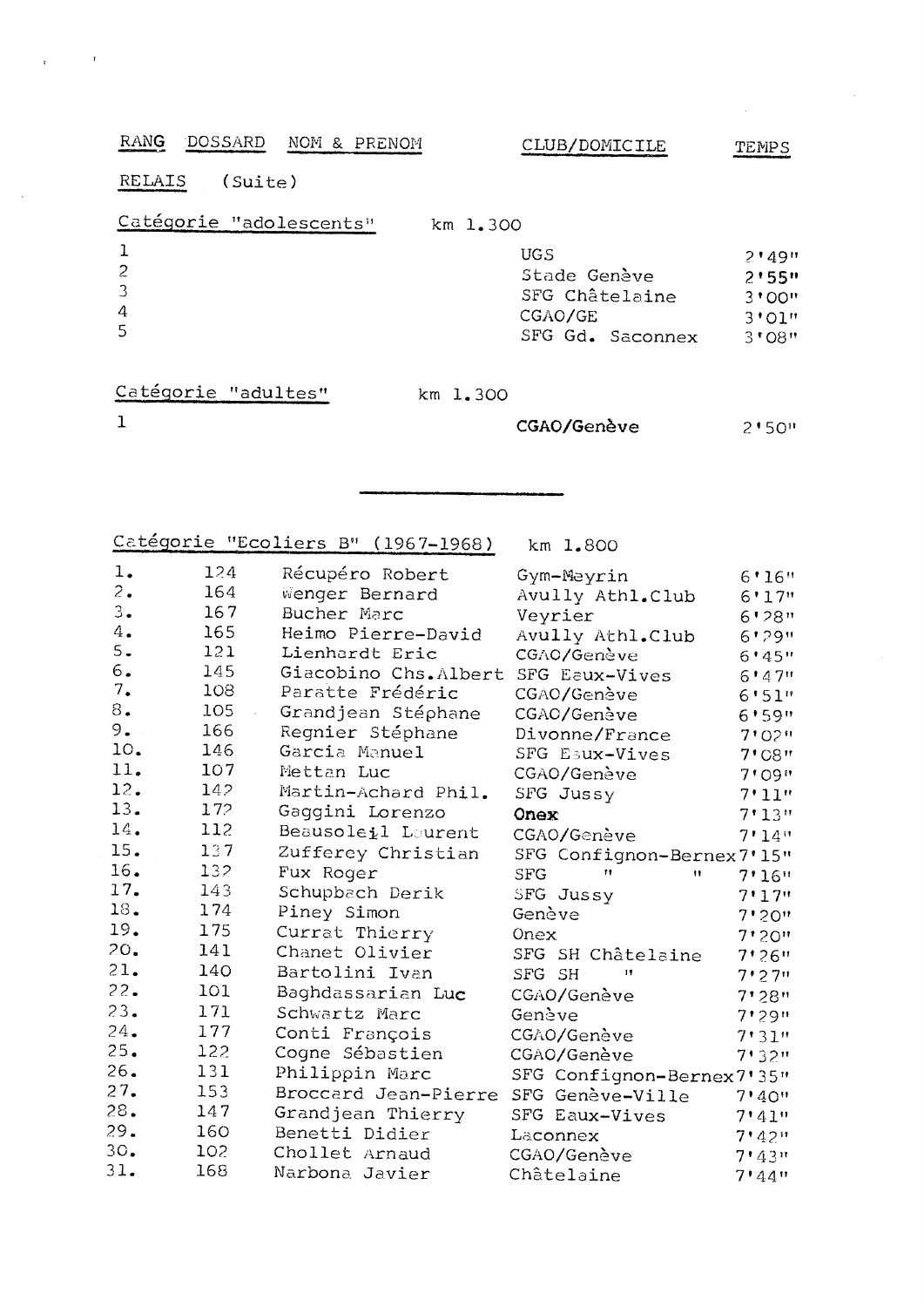| RANG | DOSSARD | NOM & PRENOM | CLUB/DOMICILE | TEMPS |
|---|---|---|---|---|

RELAIS (Suite)

Catégorie "adolescents" km 1.300

| RANG | DOSSARD | NOM & PRENOM | CLUB/DOMICILE | TEMPS |
|---|---|---|---|---|
| 1 | | | UGS | 2'49" |
| 2 | | | Stade Genève | 2'55" |
| 3 | | | SFG Châtelaine | 3'00" |
| 4 | | | CGAO/GE | 3'01" |
| 5 | | | SFG Gd. Saconnex | 3'08" |

Catégorie "adultes" km 1.300

| RANG | DOSSARD | NOM & PRENOM | CLUB/DOMICILE | TEMPS |
|---|---|---|---|---|
| 1 | | | CGAO/Genève | 2'50" |

---

Catégorie "Ecoliers B" (1967-1968) km 1.800

| RANG | DOSSARD | NOM & PRENOM | CLUB/DOMICILE | TEMPS |
|---|---|---|---|---|
| 1. | 124 | Récupéro Robert | Gym-Meyrin | 6'16" |
| 2. | 164 | Wenger Bernard | Avully Athl.Club | 6'17" |
| 3. | 167 | Bucher Marc | Veyrier | 6'28" |
| 4. | 165 | Heimo Pierre-David | Avully Athl.Club | 6'29" |
| 5. | 121 | Lienhardt Eric | CGAO/Genève | 6'45" |
| 6. | 145 | Giacobino Chs.Albert | SFG Eaux-Vives | 6'47" |
| 7. | 108 | Paratte Frédéric | CGAO/Genève | 6'51" |
| 8. | 105 | Grandjean Stéphane | CGAO/Genève | 6'59" |
| 9. | 166 | Regnier Stéphane | Divonne/France | 7'02" |
| 10. | 146 | Garcia Manuel | SFG Eaux-Vives | 7'08" |
| 11. | 107 | Mettan Luc | CGAO/Genève | 7'09" |
| 12. | 142 | Martin-Achard Phil. | SFG Jussy | 7'11" |
| 13. | 172 | Gaggini Lorenzo | Onex | 7'13" |
| 14. | 112 | Beausoleil Laurent | CGAO/Genève | 7'14" |
| 15. | 137 | Zufferey Christian | SFG Confignon-Bernex | 7'15" |
| 16. | 132 | Fux Roger | SFG " " | 7'16" |
| 17. | 143 | Schupbach Derik | SFG Jussy | 7'17" |
| 18. | 174 | Piney Simon | Genève | 7'20" |
| 19. | 175 | Currat Thierry | Onex | 7'20" |
| 20. | 141 | Chanet Olivier | SFG SH Châtelaine | 7'26" |
| 21. | 140 | Bartolini Ivan | SFG SH " | 7'27" |
| 22. | 101 | Baghdassarian Luc | CGAO/Genève | 7'28" |
| 23. | 171 | Schwartz Marc | Genève | 7'29" |
| 24. | 177 | Conti François | CGAO/Genève | 7'31" |
| 25. | 122 | Cogne Sébastien | CGAO/Genève | 7'32" |
| 26. | 131 | Philippin Marc | SFG Confignon-Bernex | 7'35" |
| 27. | 153 | Broccard Jean-Pierre | SFG Genève-Ville | 7'40" |
| 28. | 147 | Grandjean Thierry | SFG Eaux-Vives | 7'41" |
| 29. | 160 | Benetti Didier | Laconnex | 7'42" |
| 30. | 102 | Chollet Arnaud | CGAO/Genève | 7'43" |
| 31. | 168 | Narbona Javier | Châtelaine | 7'44" |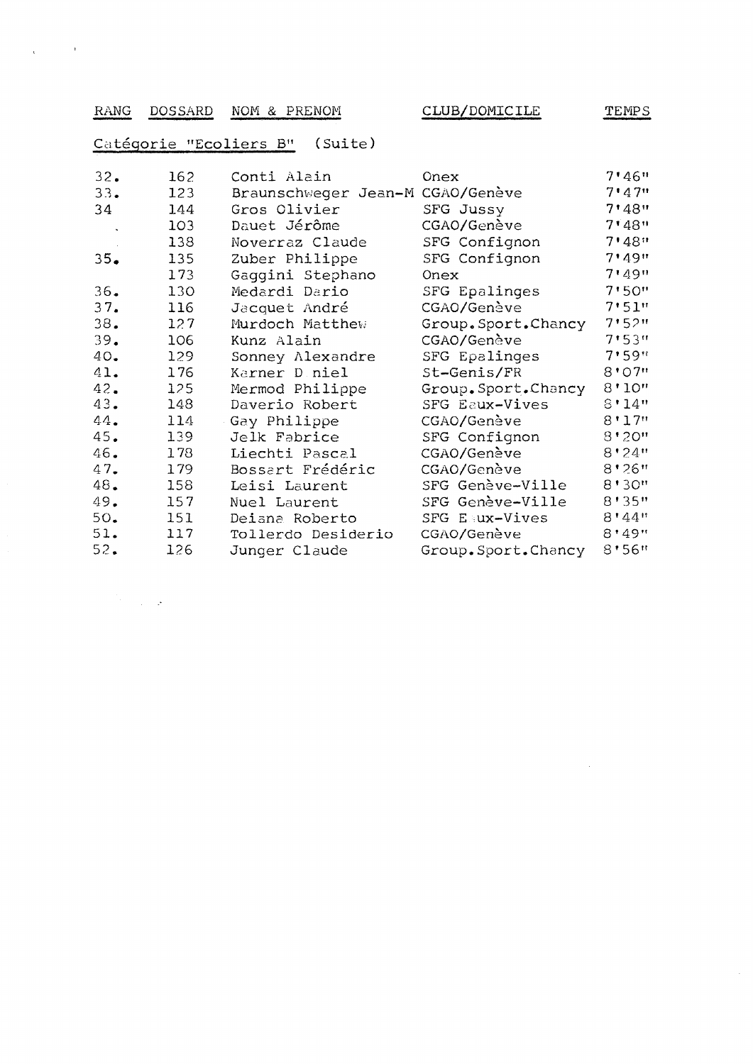| RANG | DOSSARD | NOM & PRENOM | CLUB/DOMICILE | TEMPS |
|---|---|---|---|---|
| **Catégorie "Ecoliers B" (Suite)** | | | | |
| 32. | 162 | Conti Alain | Onex | 7'46" |
| 33. | 123 | Braunschweger Jean-M | CGAO/Genève | 7'47" |
| 34 | 144 | Gros Olivier | SFG Jussy | 7'48" |
| | 103 | Dauet Jérôme | CGAO/Genève | 7'48" |
| | 138 | Noverraz Claude | SFG Confignon | 7'48" |
| 35. | 135 | Zuber Philippe | SFG Confignon | 7'49" |
| | 173 | Gaggini Stephano | Onex | 7'49" |
| 36. | 130 | Medardi Dario | SFG Epalinges | 7'50" |
| 37. | 116 | Jacquet André | CGAO/Genève | 7'51" |
| 38. | 127 | Murdoch Matthew | Group.Sport.Chancy | 7'52" |
| 39. | 106 | Kunz Alain | CGAO/Genève | 7'53" |
| 40. | 129 | Sonney Alexandre | SFG Epalinges | 7'59" |
| 41. | 176 | Karner D niel | St-Genis/FR | 8'07" |
| 42. | 125 | Mermod Philippe | Group.Sport.Chancy | 8'10" |
| 43. | 148 | Daverio Robert | SFG Eaux-Vives | 8'14" |
| 44. | 114 | Gay Philippe | CGAO/Genève | 8'17" |
| 45. | 139 | Jelk Fabrice | SFG Confignon | 8'20" |
| 46. | 178 | Liechti Pascal | CGAO/Genève | 8'24" |
| 47. | 179 | Bossart Frédéric | CGAO/Genève | 8'26" |
| 48. | 158 | Leisi Laurent | SFG Genève-Ville | 8'30" |
| 49. | 157 | Nuel Laurent | SFG Genève-Ville | 8'35" |
| 50. | 151 | Deiana Roberto | SFG E ux-Vives | 8'44" |
| 51. | 117 | Tollerdo Desiderio | CGAO/Genève | 8'49" |
| 52. | 126 | Junger Claude | Group.Sport.Chancy | 8'56" |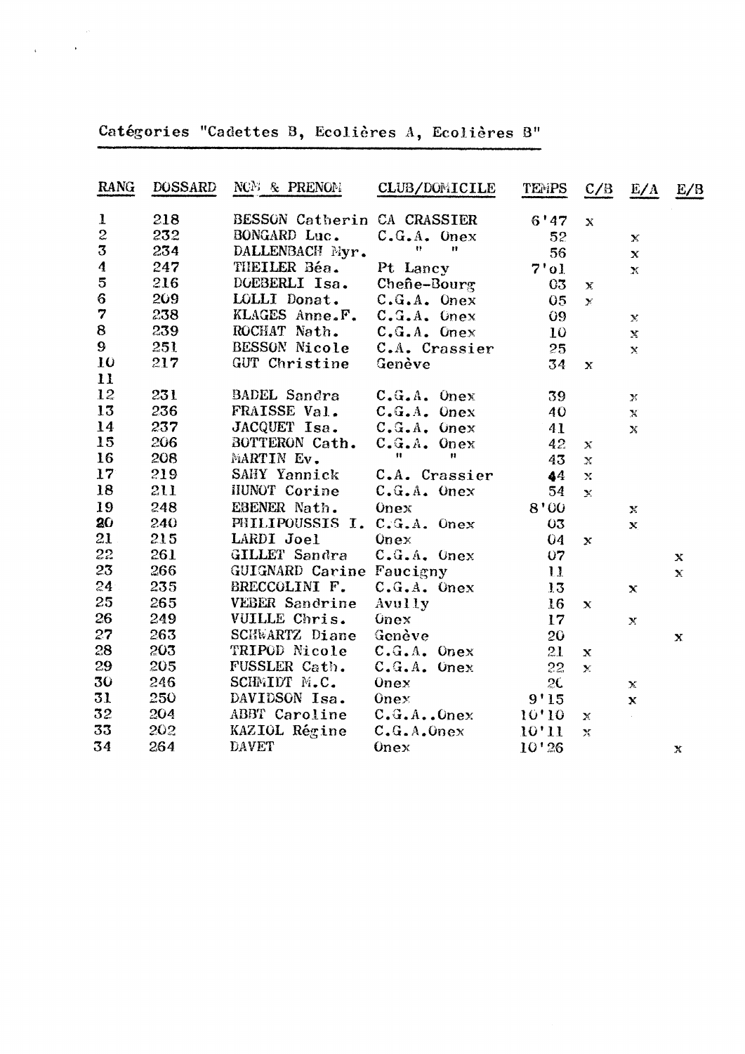Catégories "Cadettes B, Ecolières A, Ecolières B"

| RANG | DOSSARD | NOM & PRENOM | CLUB/DOMICILE | TEMPS | C/B | E/A | E/B |
|---|---|---|---|---|---|---|---|
| 1 | 218 | BESSON Catherin | CA CRASSIER | 6'47 | x | | |
| 2 | 232 | BONGARD Luc. | C.G.A. Onex | 52 | | x | |
| 3 | 234 | DALLENBACH Myr. | " " | 56 | | x | |
| 4 | 247 | THEILER Béa. | Pt Lancy | 7'01 | | x | |
| 5 | 216 | DOEBERLI Isa. | Cheñe-Bourg | 03 | x | | |
| 6 | 209 | LOLLI Donat. | C.G.A. Onex | 05 | x | | |
| 7 | 238 | KLAGES Anne.F. | C.G.A. Onex | 09 | | x | |
| 8 | 239 | ROCHAT Nath. | C.G.A. Onex | 10 | | x | |
| 9 | 251 | BESSON Nicole | C.A. Crassier | 25 | | x | |
| 10 | 217 | GUT Christine | Genève | 34 | x | | |
| 11 | | | | | | | |
| 12 | 231 | BADEL Sandra | C.G.A. Onex | 39 | | x | |
| 13 | 236 | FRAISSE Val. | C.G.A. Onex | 40 | | x | |
| 14 | 237 | JACQUET Isa. | C.G.A. Onex | 41 | | x | |
| 15 | 206 | BOTTERON Cath. | C.G.A. Onex | 42 | x | | |
| 16 | 208 | MARTIN Ev. | " " | 43 | x | | |
| 17 | 219 | SAHY Yannick | C.A. Crassier | 44 | x | | |
| 18 | 211 | HUNOT Corine | C.G.A. Onex | 54 | x | | |
| 19 | 248 | EBENER Nath. | Onex | 8'00 | | x | |
| 20 | 240 | PHILIPOUSSIS I. | C.G.A. Onex | 03 | | x | |
| 21 | 215 | LARDI Joel | Onex | 04 | x | | |
| 22 | 261 | GILLET Sandra | C.G.A. Onex | 07 | | | x |
| 23 | 266 | GUIGNARD Carine | Faucigny | 11 | | | x |
| 24 | 235 | BRECCOLINI F. | C.G.A. Onex | 13 | | x | |
| 25 | 265 | VEBER Sandrine | Avully | 16 | x | | |
| 26 | 249 | VUILLE Chris. | Onex | 17 | | x | |
| 27 | 263 | SCHWARTZ Diane | Genève | 20 | | | x |
| 28 | 203 | TRIPOD Nicole | C.G.A. Onex | 21 | x | | |
| 29 | 205 | FUSSLER Cath. | C.G.A. Onex | 22 | x | | |
| 30 | 246 | SCHMIDT M.C. | Onex | 2C | | x | |
| 31 | 250 | DAVIDSON Isa. | Onex | 9'15 | | x | |
| 32 | 204 | ABBT Caroline | C.G.A..Onex | 10'10 | x | | |
| 33 | 202 | KAZIOL Régine | C.G.A.Onex | 10'11 | x | | |
| 34 | 264 | DAVET | Onex | 10'26 | | | x |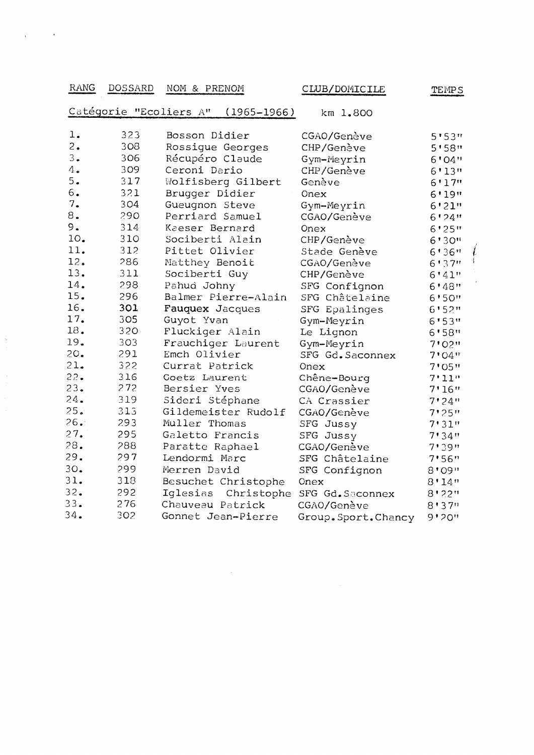| RANG | DOSSARD | NOM & PRENOM | CLUB/DOMICILE | TEMPS |
|---|---|---|---|---|
| Catégorie "Ecoliers A" (1965-1966) | | | km 1.800 | |
| 1. | 323 | Bosson Didier | CGAO/Genève | 5'53" |
| 2. | 308 | Rossigue Georges | CHP/Genève | 5'58" |
| 3. | 306 | Récupéro Claude | Gym-Meyrin | 6'04" |
| 4. | 309 | Ceroni Dario | CHP/Genève | 6'13" |
| 5. | 317 | Wolfisberg Gilbert | Genève | 6'17" |
| 6. | 321 | Brugger Didier | Onex | 6'19" |
| 7. | 304 | Gueugnon Steve | Gym-Meyrin | 6'21" |
| 8. | 290 | Perriard Samuel | CGAO/Genève | 6'24" |
| 9. | 314 | Kaeser Bernard | Onex | 6'25" |
| 10. | 310 | Sociberti Alain | CHP/Genève | 6'30" |
| 11. | 312 | Pittet Olivier | Stade Genève | 6'36" |
| 12. | 286 | Matthey Benoit | CGAO/Genève | 6'37" |
| 13. | 311 | Sociberti Guy | CHP/Genève | 6'41" |
| 14. | 298 | Pahud Johny | SFG Confignon | 6'48" |
| 15. | 296 | Balmer Pierre-Alain | SFG Châtelaine | 6'50" |
| 16. | 301 | Fauquex Jacques | SFG Epalinges | 6'52" |
| 17. | 305 | Guyot Yvan | Gym-Meyrin | 6'53" |
| 18. | 320 | Fluckiger Alain | Le Lignon | 6'58" |
| 19. | 303 | Frauchiger Laurent | Gym-Meyrin | 7'02" |
| 20. | 291 | Emch Olivier | SFG Gd.Saconnex | 7'04" |
| 21. | 322 | Currat Patrick | Onex | 7'05" |
| 22. | 316 | Goetz Laurent | Chêne-Bourg | 7'11" |
| 23. | 272 | Bersier Yves | CGAO/Genève | 7'16" |
| 24. | 319 | Sideri Stéphane | CA Crassier | 7'24" |
| 25. | 313 | Gildemeister Rudolf | CGAO/Genève | 7'25" |
| 26. | 293 | Muller Thomas | SFG Jussy | 7'31" |
| 27. | 295 | Galetto Francis | SFG Jussy | 7'34" |
| 28. | 288 | Paratte Raphael | CGAO/Genève | 7'39" |
| 29. | 297 | Lendormi Marc | SFG Châtelaine | 7'56" |
| 30. | 299 | Merren David | SFG Confignon | 8'09" |
| 31. | 318 | Besuchet Christophe | Onex | 8'14" |
| 32. | 292 | Iglesias Christophe | SFG Gd.Saconnex | 8'22" |
| 33. | 276 | Chauveau Patrick | CGAO/Genève | 8'37" |
| 34. | 302 | Gonnet Jean-Pierre | Group.Sport.Chancy | 9'20" |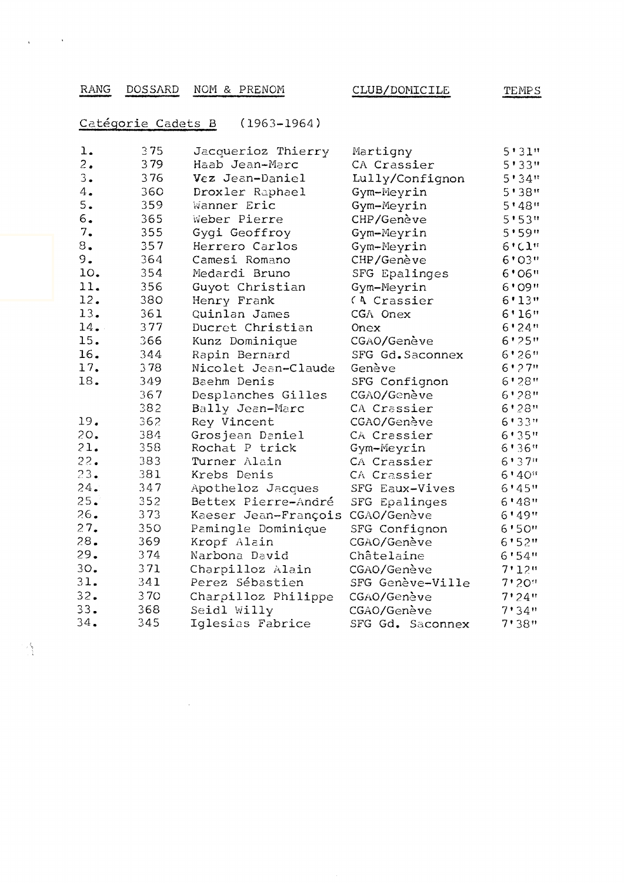| RANG | DOSSARD | NOM & PRENOM | CLUB/DOMICILE | TEMPS |
|---|---|---|---|---|

**Catégorie Cadets B (1963-1964)**

| RANG | DOSSARD | NOM & PRENOM | CLUB/DOMICILE | TEMPS |
|---|---|---|---|---|
| 1. | 375 | Jacquerioz Thierry | Martigny | 5'31" |
| 2. | 379 | Haab Jean-Marc | CA Crassier | 5'33" |
| 3. | 376 | Vez Jean-Daniel | Lully/Confignon | 5'34" |
| 4. | 360 | Droxler Raphael | Gym-Meyrin | 5'38" |
| 5. | 359 | Wanner Eric | Gym-Meyrin | 5'48" |
| 6. | 365 | Weber Pierre | CHP/Genève | 5'53" |
| 7. | 355 | Gygi Geoffroy | Gym-Meyrin | 5'59" |
| 8. | 357 | Herrero Carlos | Gym-Meyrin | 6'01" |
| 9. | 364 | Camesi Romano | CHP/Genève | 6'03" |
| 10. | 354 | Medardi Bruno | SFG Epalinges | 6'06" |
| 11. | 356 | Guyot Christian | Gym-Meyrin | 6'09" |
| 12. | 380 | Henry Frank | CA Crassier | 6'13" |
| 13. | 361 | Quinlan James | CGA Onex | 6'16" |
| 14. | 377 | Ducret Christian | Onex | 6'24" |
| 15. | 366 | Kunz Dominique | CGAO/Genève | 6'25" |
| 16. | 344 | Rapin Bernard | SFG Gd.Saconnex | 6'26" |
| 17. | 378 | Nicolet Jean-Claude | Genève | 6'27" |
| 18. | 349 | Baehm Denis | SFG Confignon | 6'28" |
| | 367 | Desplanches Gilles | CGAO/Genève | 6'28" |
| | 382 | Bally Jean-Marc | CA Crassier | 6'28" |
| 19. | 362 | Rey Vincent | CGAO/Genève | 6'33" |
| 20. | 384 | Grosjean Daniel | CA Crassier | 6'35" |
| 21. | 358 | Rochat P trick | Gym-Meyrin | 6'36" |
| 22. | 383 | Turner Alain | CA Crassier | 6'37" |
| 23. | 381 | Krebs Denis | CA Crassier | 6'40" |
| 24. | 347 | Apotheloz Jacques | SFG Eaux-Vives | 6'45" |
| 25. | 352 | Bettex Pierre-André | SFG Epalinges | 6'48" |
| 26. | 373 | Kaeser Jean-François | CGAO/Genève | 6'49" |
| 27. | 350 | Pamingle Dominique | SFG Confignon | 6'50" |
| 28. | 369 | Kropf Alain | CGAO/Genève | 6'52" |
| 29. | 374 | Narbona David | Châtelaine | 6'54" |
| 30. | 371 | Charpilloz Alain | CGAO/Genève | 7'12" |
| 31. | 341 | Perez Sébastien | SFG Genève-Ville | 7'20" |
| 32. | 370 | Charpilloz Philippe | CGAO/Genève | 7'24" |
| 33. | 368 | Seidl Willy | CGAO/Genève | 7'34" |
| 34. | 345 | Iglesias Fabrice | SFG Gd. Saconnex | 7'38" |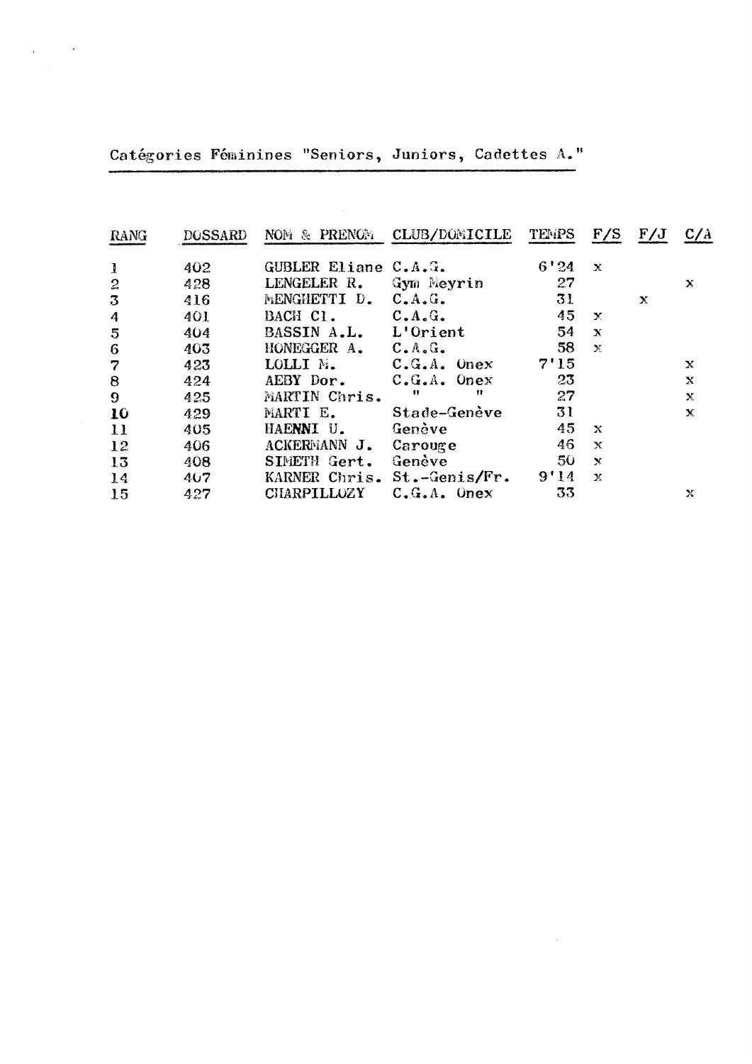## Catégories Féminines "Seniors, Juniors, Cadettes A."

| RANG | DOSSARD | NOM & PRENOM | CLUB/DOMICILE | TEMPS | F/S | F/J | C/A |
|---|---|---|---|---|---|---|---|
| 1 | 402 | GUBLER Eliane | C.A.G. | 6'24 | x | | |
| 2 | 428 | LENGELER R. | Gym Meyrin | 27 | | | x |
| 3 | 416 | MENGHETTI D. | C.A.G. | 31 | | x | |
| 4 | 401 | BACH Cl. | C.A.G. | 45 | x | | |
| 5 | 404 | BASSIN A.L. | L'Orient | 54 | x | | |
| 6 | 403 | HONEGGER A. | C.A.G. | 58 | x | | |
| 7 | 423 | LOLLI M. | C.G.A. Onex | 7'15 | | | x |
| 8 | 424 | AEBY Dor. | C.G.A. Onex | 23 | | | x |
| 9 | 425 | MARTIN Chris. | " " | 27 | | | x |
| 10 | 429 | MARTI E. | Stade-Genève | 31 | | | x |
| 11 | 405 | HAENNI U. | Genève | 45 | x | | |
| 12 | 406 | ACKERMANN J. | Carouge | 46 | x | | |
| 13 | 408 | SIMETH Gert. | Genève | 50 | x | | |
| 14 | 407 | KARNER Chris. | St.-Genis/Fr. | 9'14 | x | | |
| 15 | 427 | CHARPILLOZY | C.G.A. Onex | 33 | | | x |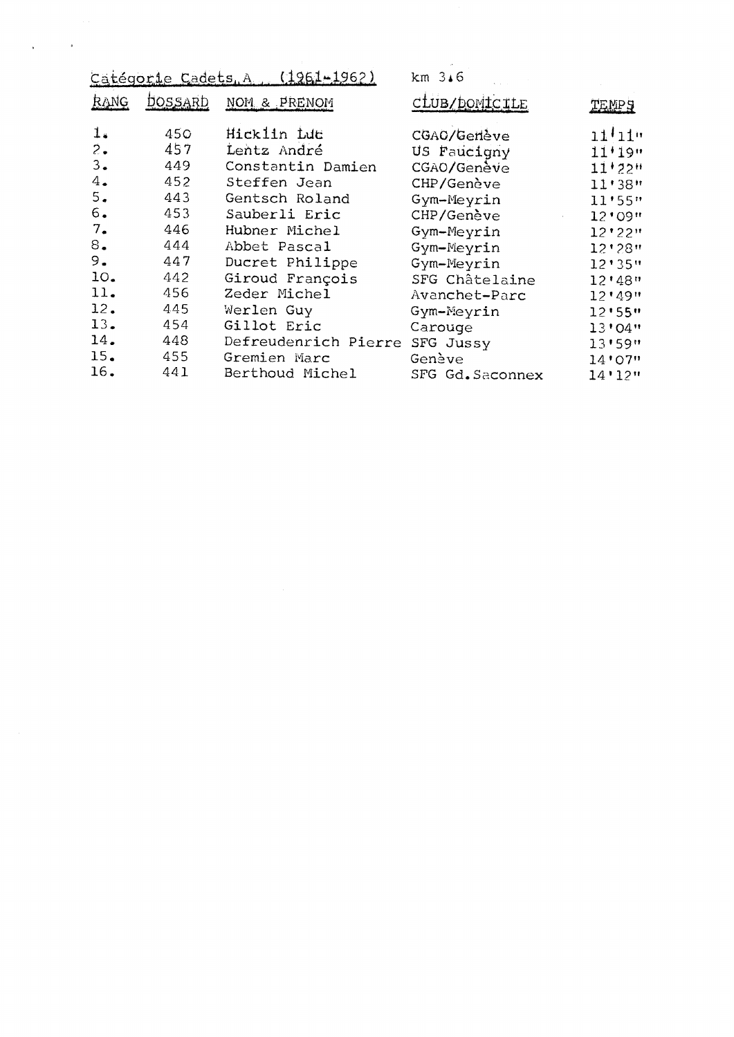Catégorie Cadets A (1961-1962) km 3.6

| RANG | DOSSARD | NOM & PRENOM | CLUB/DOMICILE | TEMPS |
|---|---|---|---|---|
| 1. | 450 | Hicklin Luc | CGAO/Genève | 11'11" |
| 2. | 457 | Lentz André | US Faucigny | 11'19" |
| 3. | 449 | Constantin Damien | CGAO/Genève | 11'22" |
| 4. | 452 | Steffen Jean | CHP/Genève | 11'38" |
| 5. | 443 | Gentsch Roland | Gym-Meyrin | 11'55" |
| 6. | 453 | Sauberli Eric | CHP/Genève | 12'09" |
| 7. | 446 | Hubner Michel | Gym-Meyrin | 12'22" |
| 8. | 444 | Abbet Pascal | Gym-Meyrin | 12'28" |
| 9. | 447 | Ducret Philippe | Gym-Meyrin | 12'35" |
| 10. | 442 | Giroud François | SFG Châtelaine | 12'48" |
| 11. | 456 | Zeder Michel | Avanchet-Parc | 12'49" |
| 12. | 445 | Werlen Guy | Gym-Meyrin | 12'55" |
| 13. | 454 | Gillot Eric | Carouge | 13'04" |
| 14. | 448 | Defreudenrich Pierre | SFG Jussy | 13'59" |
| 15. | 455 | Gremien Marc | Genève | 14'07" |
| 16. | 441 | Berthoud Michel | SFG Gd. Saconnex | 14'12" |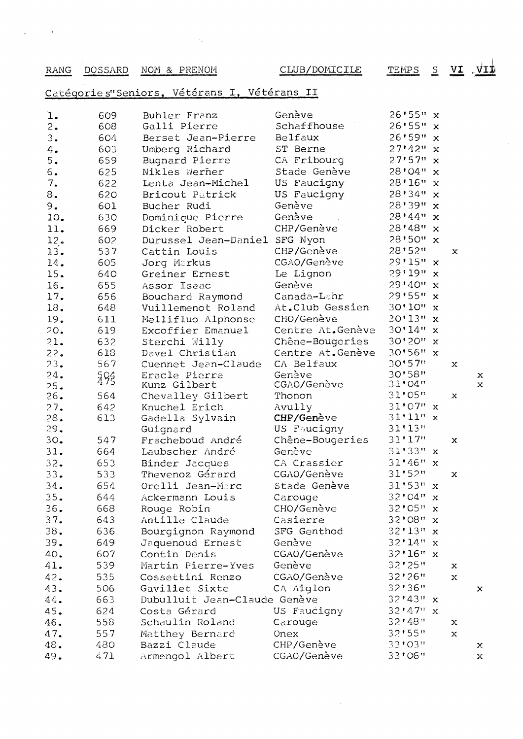| RANG | DOSSARD | NOM & PRENOM | CLUB/DOMICILE | TEMPS | S | VI | VII |
|---|---|---|---|---|---|---|---|
| **Catégories "Seniors, Vétérans I, Vétérans II** | | | | | | | |
| 1. | 609 | Buhler Franz | Genève | 26'55" | x | | |
| 2. | 608 | Galli Pierre | Schaffhouse | 26'55" | x | | |
| 3. | 604 | Berset Jean-Pierre | Belfaux | 26'59" | x | | |
| 4. | 603 | Umberg Richard | ST Berne | 27'42" | x | | |
| 5. | 659 | Bugnard Pierre | CA Fribourg | 27'57" | x | | |
| 6. | 625 | Nikles Werner | Stade Genève | 28'04" | x | | |
| 7. | 622 | Lenta Jean-Michel | US Faucigny | 28'16" | x | | |
| 8. | 620 | Bricout Patrick | US Faucigny | 28'34" | x | | |
| 9. | 601 | Bucher Rudi | Genève | 28'39" | x | | |
| 10. | 630 | Dominique Pierre | Genève | 28'44" | x | | |
| 11. | 669 | Dicker Robert | CHP/Genève | 28'48" | x | | |
| 12. | 602 | Durussel Jean-Daniel | SFG Nyon | 28'50" | x | | |
| 13. | 537 | Cattin Louis | CHP/Genève | 28'52" | | x | |
| 14. | 605 | Jorg Markus | CGAO/Genève | 29'15" | x | | |
| 15. | 640 | Greiner Ernest | Le Lignon | 29'19" | x | | |
| 16. | 655 | Assor Isaac | Genève | 29'40" | x | | |
| 17. | 656 | Bouchard Raymond | Canada-Lahr | 29'55" | x | | |
| 18. | 648 | Vuillemenot Roland | At.Club Gessien | 30'10" | x | | |
| 19. | 611 | Mellifluo Alphonse | CHO/Genève | 30'13" | x | | |
| 20. | 619 | Excoffier Emanuel | Centre At.Genève | 30'14" | x | | |
| 21. | 632 | Sterchi Willy | Chêne-Bougeries | 30'20" | x | | |
| 22. | 618 | Devel Christian | Centre At.Genève | 30'56" | x | | |
| 23. | 567 | Cuennet Jean-Claude | CA Belfaux | 30'57" | | x | |
| 24. | 504 | Eracle Pierre | Genève | 30'58" | | | x |
| 25. | 475 | Kunz Gilbert | CGAO/Genève | 31'04" | | | x |
| 26. | 564 | Chevalley Gilbert | Thonon | 31'05" | | x | |
| 27. | 642 | Knuchel Erich | Avully | 31'07" | x | | |
| 28. | 613 | Gadella Sylvain | CHP/Genève | 31'11" | x | | |
| 29. | | Guignard | US Faucigny | 31'13" | | | |
| 30. | 547 | Fracheboud André | Chêne-Bougeries | 31'17" | | x | |
| 31. | 664 | Laubscher André | Genève | 31'33" | x | | |
| 32. | 653 | Binder Jacques | CA Crassier | 31'46" | x | | |
| 33. | 533 | Thevenoz Gérard | CGAO/Genève | 31'52" | | x | |
| 34. | 654 | Orelli Jean-Marc | Stade Genève | 31'53" | x | | |
| 35. | 644 | Ackermann Louis | Carouge | 32'04" | x | | |
| 36. | 668 | Rouge Robin | CHO/Genève | 32'05" | x | | |
| 37. | 643 | Antille Claude | Casierre | 32'08" | x | | |
| 38. | 636 | Bourgignon Raymond | SFG Genthod | 32'13" | x | | |
| 39. | 649 | Jaquenoud Ernest | Genève | 32'14" | x | | |
| 40. | 607 | Contin Denis | CGAO/Genève | 32'16" | x | | |
| 41. | 539 | Martin Pierre-Yves | Genève | 32'25" | | x | |
| 42. | 535 | Cossettini Renzo | CGAO/Genève | 32'26" | | x | |
| 43. | 506 | Gavillet Sixte | CA Aiglon | 32'36" | | | x |
| 44. | 663 | Dubulluit Jean-Claude | Genève | 32'43" | x | | |
| 45. | 624 | Costa Gérard | US Faucigny | 32'47" | x | | |
| 46. | 558 | Schaulin Roland | Carouge | 32'48" | | x | |
| 47. | 557 | Matthey Bernard | Onex | 32'55" | | x | |
| 48. | 480 | Bazzi Claude | CHP/Genève | 33'03" | | | x |
| 49. | 471 | Armengol Albert | CGAO/Genève | 33'06" | | | x |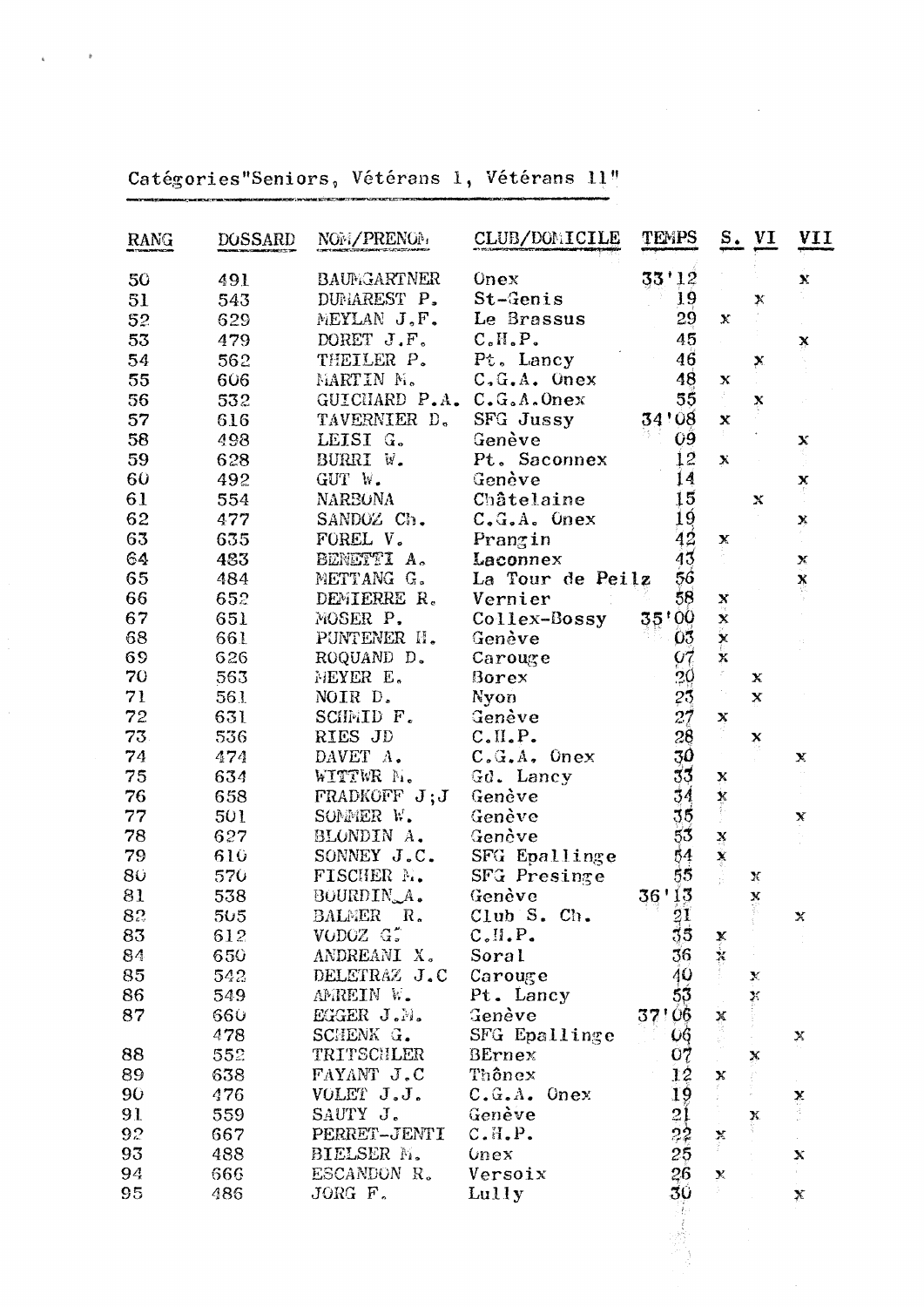Catégories"Seniors, Vétérans 1, Vétérans 11"

| RANG | DOSSARD | NOM/PRENOM | CLUB/DOMICILE | TEMPS | S. | VI | VII |
|---|---|---|---|---|---|---|---|
| 50 | 491 | BAUMGARTNER | Onex | 33'12 | | | x |
| 51 | 543 | DUMAREST P. | St-Genis | 19 | | x | |
| 52 | 629 | MEYLAN J.F. | Le Brassus | 29 | x | | |
| 53 | 479 | DORET J.F. | C.H.P. | 45 | | | x |
| 54 | 562 | THEILER P. | Pt. Lancy | 46 | | x | |
| 55 | 606 | MARTIN M. | C.G.A. Onex | 48 | x | | |
| 56 | 532 | GUICHARD P.A. | C.G.A.Onex | 55 | | x | |
| 57 | 616 | TAVERNIER D. | SFG Jussy | 34'08 | x | | |
| 58 | 498 | LEISI G. | Genève | 09 | | | x |
| 59 | 628 | BURRI W. | Pt. Saconnex | 12 | x | | |
| 60 | 492 | GUT W. | Genève | 14 | | | x |
| 61 | 554 | NARBONA | Châtelaine | 15 | | x | |
| 62 | 477 | SANDOZ Ch. | C.G.A. Onex | 19 | | | x |
| 63 | 635 | FOREL V. | Prangin | 42 | x | | |
| 64 | 483 | BENETTI A. | Laconnex | 43 | | | x |
| 65 | 484 | METTANG G. | La Tour de Peilz | 56 | | | x |
| 66 | 652 | DEMIERRE R. | Vernier | 58 | x | | |
| 67 | 651 | MOSER P. | Collex-Bossy | 35'00 | x | | |
| 68 | 661 | PUNTENER H. | Genève | 03 | x | | |
| 69 | 626 | ROQUAND D. | Carouge | 07 | x | | |
| 70 | 563 | MEYER E. | Borex | 20 | | x | |
| 71 | 561 | NOIR D. | Nyon | 23 | | x | |
| 72 | 631 | SCHMID F. | Genève | 27 | x | | |
| 73 | 536 | RIES JD | C.H.P. | 28 | | x | |
| 74 | 474 | DAVET A. | C.G.A. Onex | 30 | | | x |
| 75 | 634 | WITTWR M. | Gd. Lancy | 33 | x | | |
| 76 | 658 | FRADKOFF J;J | Genève | 34 | x | | |
| 77 | 501 | SOMMER W. | Genève | 35 | | | x |
| 78 | 627 | BLONDIN A. | Genève | 53 | x | | |
| 79 | 610 | SONNEY J.C. | SFG Epalinge | 54 | x | | |
| 80 | 570 | FISCHER M. | SFG Presinge | 55 | | x | |
| 81 | 538 | BOURDIN_A. | Genève | 36'13 | | x | |
| 82 | 505 | BALMER R. | Club S. Ch. | 21 | | | x |
| 83 | 612 | VODOZ G. | C.H.P. | 35 | x | | |
| 84 | 650 | ANDREANI X. | Soral | 36 | x | | |
| 85 | 542 | DELETRAZ J.C | Carouge | 40 | | x | |
| 86 | 549 | AMREIN W. | Pt. Lancy | 53 | | x | |
| 87 | 660 | EGGER J.M. | Genève | 37'06 | x | | |
| | 478 | SCHENK G. | SFG Epallinge | 06 | | | x |
| 88 | 552 | TRITSCHLER | BErnex | 07 | | x | |
| 89 | 638 | FAYANT J.C | Thônex | 12 | x | | |
| 90 | 476 | VOLET J.J. | C.G.A. Onex | 19 | | | x |
| 91 | 559 | SAUTY J. | Genève | 21 | | x | |
| 92 | 667 | PERRET-JENTI | C.H.P. | 22 | x | | |
| 93 | 488 | BIELSER M. | Onex | 25 | | | x |
| 94 | 666 | ESCANDON R. | Versoix | 26 | x | | |
| 95 | 486 | JORG F. | Lully | 30 | | | x |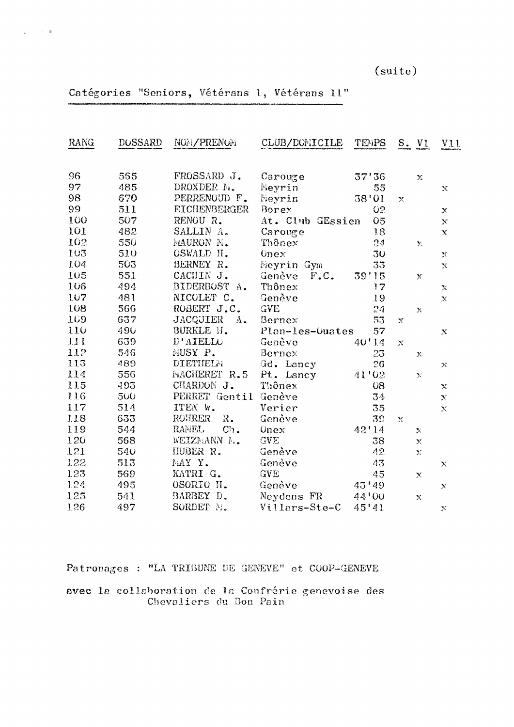(suite)

Catégories "Seniors, Vétérans 1, Vétérans 11"

| RANG | DOSSARD | NOM/PRENOM | CLUB/DOMICILE | TEMPS | S. | V1 | V11 |
|---|---|---|---|---|---|---|---|
| 96 | 565 | FROSSARD J. | Carouge | 37'36 | | x | |
| 97 | 485 | DROXDER M. | Meyrin | 55 | | | x |
| 98 | 670 | PERRENOUD F. | Meyrin | 38'01 | x | | |
| 99 | 511 | EICHENBERGER | Borex | 02 | | | x |
| 100 | 507 | RENOU R. | At. Club GEssien | 05 | | | x |
| 101 | 482 | SALLIN A. | Carouge | 18 | | | x |
| 102 | 550 | MAURON M. | Thônex | 24 | | x | |
| 103 | 510 | OSWALD H. | Onex | 30 | | | x |
| 104 | 503 | BERNEY R. | Meyrin Gym | 33 | | | x |
| 105 | 551 | CACHIN J. | Genève F.C. | 39'15 | | x | |
| 106 | 494 | BIDERBOST A. | Thônex | 17 | | | x |
| 107 | 481 | NICOLET C. | Genève | 19 | | | x |
| 108 | 566 | ROBERT J.C. | GVE | 24 | | x | |
| 109 | 637 | JACQUIER A. | Bernex | 53 | x | | |
| 110 | 490 | BURKLE H. | Plan-les-Ouates | 57 | | | x |
| 111 | 639 | D'AIELLO | Genève | 40'14 | x | | |
| 112 | 546 | MUSY P. | Bernex | 23 | | x | |
| 113 | 489 | DIETHELM | Gd. Lancy | 26 | | | x |
| 114 | 556 | MACHERET R.5 | Pt. Lancy | 41'02 | | x | |
| 115 | 493 | CHARDON J. | Thônex | 08 | | | x |
| 116 | 500 | PERRET Gentil | Genève | 34 | | | x |
| 117 | 514 | ITEN W. | Verier | 35 | | | x |
| 118 | 633 | ROHRER R. | Genève | 39 | x | | |
| 119 | 544 | RAMEL Ch. | Onex | 42'14 | | x | |
| 120 | 568 | WEIZMANN M. | GVE | 38 | | x | |
| 121 | 540 | HUBER R. | Genève | 42 | | x | |
| 122 | 513 | MAY Y. | Genève | 43 | | | x |
| 123 | 569 | KATRI G. | GVE | 45 | | x | |
| 124 | 495 | OSORIO H. | Genève | 43'49 | | | x |
| 125 | 541 | BARBEY D. | Neydens FR | 44'00 | | x | |
| 126 | 497 | SORDET M. | Villars-Ste-C | 45'41 | | | x |

Patronages : "LA TRIBUNE DE GENEVE" et COOP-GENEVE

avec la collaboration de la Confrérie genevoise des Chevaliers du Bon Pain